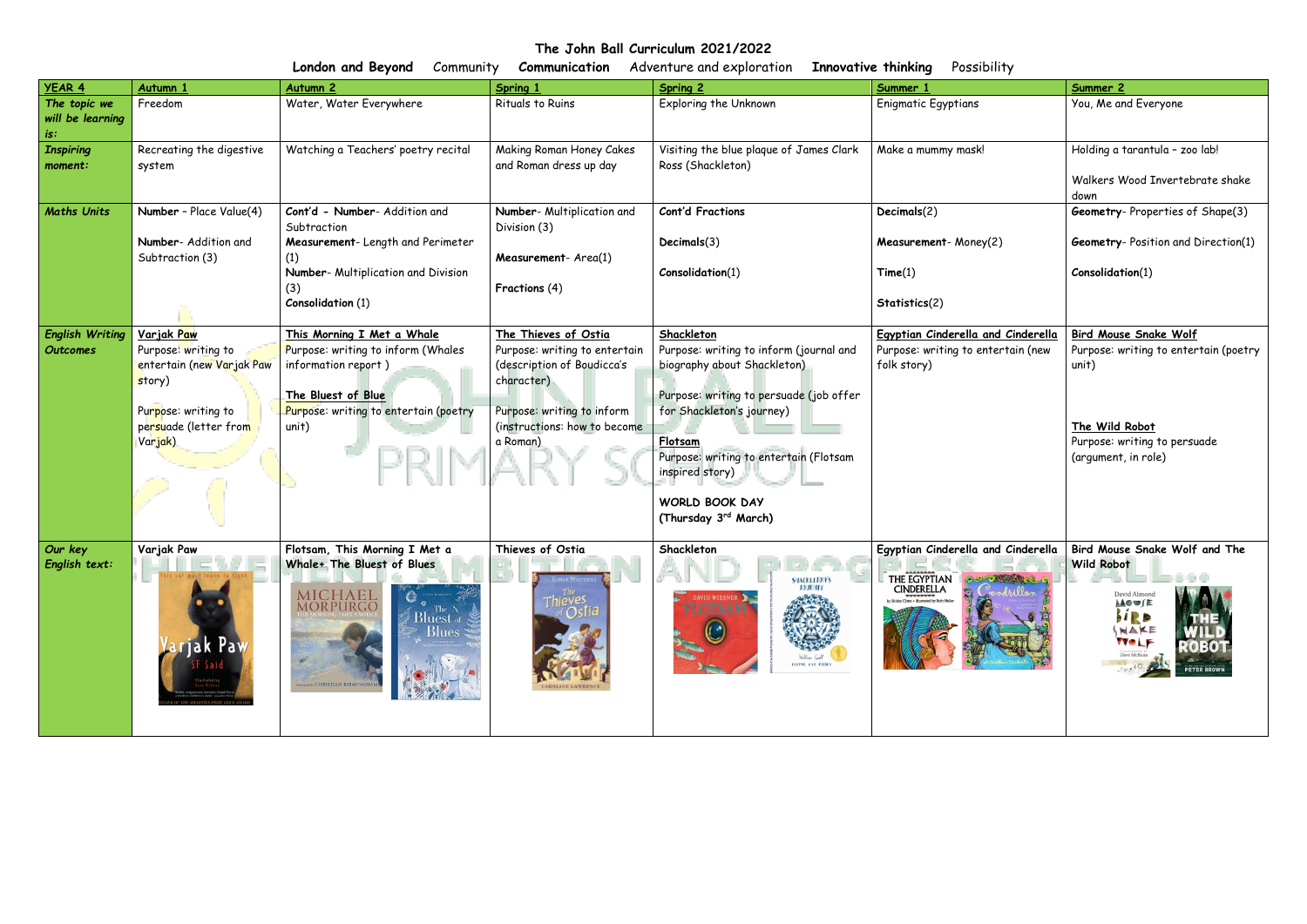# The John Ball Curriculum 2021/2022

**London and Beyond** Community **Communication** Adventure and exploration **Innovative thinking** Possibility

| YEAR 4 | Autumn 1 | Autumn 2 | Spring 1 | Spring 2 | Summer 1 | Summer 2 |
|---|---|---|---|---|---|---|
| *The topic we will be learning is:* | Freedom | Water, Water Everywhere | Rituals to Ruins | Exploring the Unknown | Enigmatic Egyptians | You, Me and Everyone |
| *Inspiring moment:* | Recreating the digestive system | Watching a Teachers' poetry recital | Making Roman Honey Cakes and Roman dress up day | Visiting the blue plaque of James Clark Ross (Shackleton) | Make a mummy mask! | Holding a tarantula – zoo lab!<br><br>Walkers Wood Invertebrate shake down |
| *Maths Units* | **Number** – Place Value(4)<br><br>**Number**- Addition and Subtraction (3) | **Cont'd - Number**- Addition and Subtraction<br>**Measurement**- Length and Perimeter (1)<br>**Number**- Multiplication and Division (3)<br>**Consolidation** (1) | **Number**- Multiplication and Division (3)<br><br>**Measurement**- Area(1)<br><br>**Fractions** (4) | **Cont'd Fractions**<br><br>**Decimals**(3)<br><br>**Consolidation**(1) | **Decimals**(2)<br><br>**Measurement**- Money(2)<br><br>**Time**(1)<br><br>**Statistics**(2) | **Geometry**- Properties of Shape(3)<br><br>**Geometry**- Position and Direction(1)<br><br>**Consolidation**(1) |
| *English Writing Outcomes* | Varjak Paw<br>Purpose: writing to entertain (new Varjak Paw story)<br><br>Purpose: writing to persuade (letter from Varjak) | This Morning I Met a Whale<br>Purpose: writing to inform (Whales information report )<br><br>The Bluest of Blue<br>Purpose: writing to entertain (poetry unit) | The Thieves of Ostia<br>Purpose: writing to entertain (description of Boudicca's character)<br><br>Purpose: writing to inform (instructions: how to become a Roman) | Shackleton<br>Purpose: writing to inform (journal and biography about Shackleton)<br><br>Purpose: writing to persuade (job offer for Shackleton's journey)<br><br>Flotsam<br>Purpose: writing to entertain (Flotsam inspired story)<br><br>**WORLD BOOK DAY (Thursday 3rd March)** | Egyptian Cinderella and Cinderella<br>Purpose: writing to entertain (new folk story) | Bird Mouse Snake Wolf<br>Purpose: writing to entertain (poetry unit)<br><br>The Wild Robot<br>Purpose: writing to persuade (argument, in role) |
| *Our key English text:* | Varjak Paw | Flotsam, This Morning I Met a Whale+ The Bluest of Blues | Thieves of Ostia | Shackleton | Egyptian Cinderella and Cinderella | Bird Mouse Snake Wolf and The Wild Robot |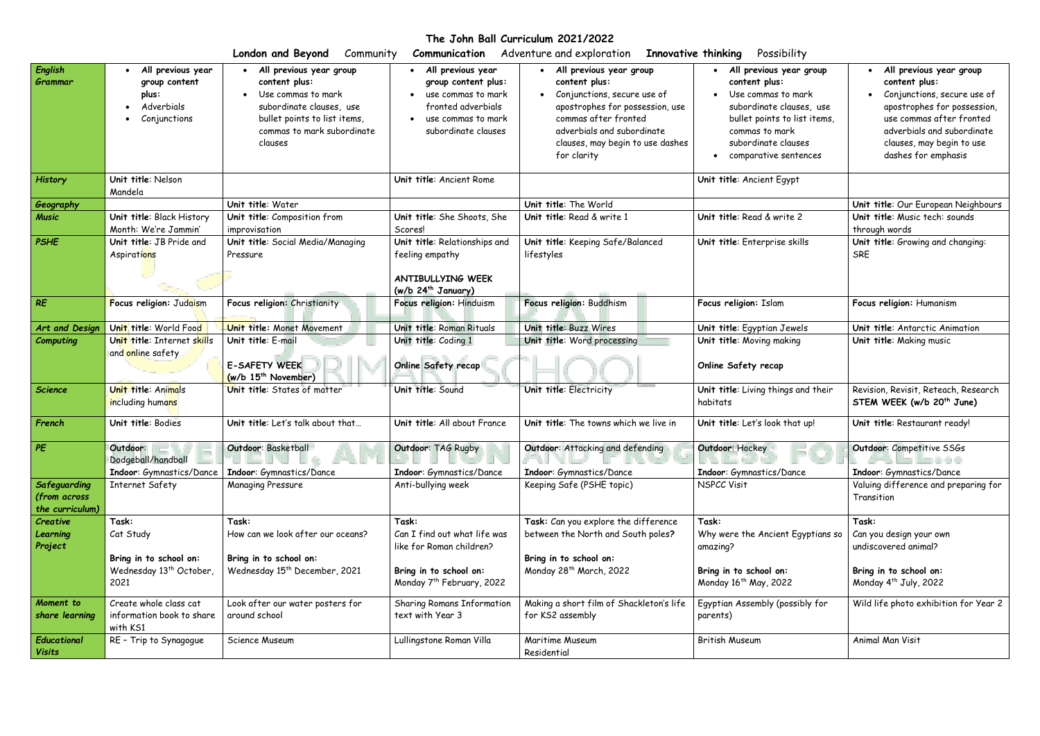# The John Ball Curriculum 2021/2022

**London and Beyond** Community **Communication** Adventure and exploration **Innovative thinking** Possibility

| | | | | | | |
|---|---|---|---|---|---|---|
| ***English Grammar*** | • All previous year group content plus:<br>• Adverbials<br>• Conjunctions | • All previous year group content plus:<br>• Use commas to mark subordinate clauses, use bullet points to list items, commas to mark subordinate clauses | • All previous year group content plus:<br>• use commas to mark fronted adverbials<br>• use commas to mark subordinate clauses | • All previous year group content plus:<br>• Conjunctions, secure use of apostrophes for possession, use commas after fronted adverbials and subordinate clauses, may begin to use dashes for clarity | • All previous year group content plus:<br>• Use commas to mark subordinate clauses, use bullet points to list items, commas to mark subordinate clauses<br>• comparative sentences | • All previous year group content plus:<br>• Conjunctions, secure use of apostrophes for possession, use commas after fronted adverbials and subordinate clauses, may begin to use dashes for emphasis |
| ***History*** | **Unit title**: Nelson Mandela | | **Unit title**: Ancient Rome | | **Unit title**: Ancient Egypt | |
| ***Geography*** | | **Unit title**: Water | | **Unit title**: The World | | **Unit title**: Our European Neighbours |
| ***Music*** | **Unit title**: Black History Month: We're Jammin' | **Unit title**: Composition from improvisation | **Unit title**: She Shoots, She Scores! | **Unit title**: Read & write 1 | **Unit title**: Read & write 2 | **Unit title**: Music tech: sounds through words |
| ***PSHE*** | **Unit title**: JB Pride and Aspirations | **Unit title**: Social Media/Managing Pressure | **Unit title**: Relationships and feeling empathy<br><br>**ANTIBULLYING WEEK (w/b 24th January)** | **Unit title**: Keeping Safe/Balanced lifestyles | **Unit title**: Enterprise skills | **Unit title**: Growing and changing: SRE |
| ***RE*** | **Focus religion**: Judaism | **Focus religion**: Christianity | **Focus religion**: Hinduism | **Focus religion**: Buddhism | **Focus religion**: Islam | **Focus religion**: Humanism |
| ***Art and Design*** | **Unit title**: World Food | **Unit title**: Monet Movement | **Unit title**: Roman Rituals | **Unit title**: Buzz Wires | **Unit title**: Egyptian Jewels | **Unit title**: Antarctic Animation |
| ***Computing*** | **Unit title**: Internet skills and online safety | **Unit title**: E-mail<br><br>**E-SAFETY WEEK (w/b 15th November)** | **Unit title**: Coding 1<br><br>**Online Safety recap** | **Unit title**: Word processing | **Unit title**: Moving making<br><br>**Online Safety recap** | **Unit title**: Making music |
| ***Science*** | **Unit title**: Animals including humans | **Unit title**: States of matter | **Unit title**: Sound | **Unit title**: Electricity | **Unit title**: Living things and their habitats | Revision, Revisit, Reteach, Research<br>**STEM WEEK (w/b 20th June)** |
| ***French*** | **Unit title**: Bodies | **Unit title**: Let's talk about that… | **Unit title**: All about France | **Unit title**: The towns which we live in | **Unit title**: Let's look that up! | **Unit title**: Restaurant ready! |
| ***PE*** | **Outdoor**: Dodgeball/handball<br>**Indoor**: Gymnastics/Dance | **Outdoor**: Basketball<br>**Indoor**: Gymnastics/Dance | **Outdoor**: TAG Rugby<br>**Indoor**: Gymnastics/Dance | **Outdoor**: Attacking and defending<br>**Indoor**: Gymnastics/Dance | **Outdoor**: Hockey<br>**Indoor**: Gymnastics/Dance | **Outdoor**: Competitive SSGs<br>**Indoor**: Gymnastics/Dance |
| ***Safeguarding (from across the curriculum)*** | Internet Safety | Managing Pressure | Anti-bullying week | Keeping Safe (PSHE topic) | NSPCC Visit | Valuing difference and preparing for Transition |
| ***Creative Learning Project*** | **Task:**<br>Cat Study<br><br>**Bring in to school on:**<br>Wednesday 13th October, 2021 | **Task:**<br>How can we look after our oceans?<br><br>**Bring in to school on:**<br>Wednesday 15th December, 2021 | **Task:**<br>Can I find out what life was like for Roman children?<br><br>**Bring in to school on:**<br>Monday 7th February, 2022 | **Task:** Can you explore the difference between the North and South poles?<br><br>**Bring in to school on:**<br>Monday 28th March, 2022 | **Task:**<br>Why were the Ancient Egyptians so amazing?<br><br>**Bring in to school on:**<br>Monday 16th May, 2022 | **Task:**<br>Can you design your own undiscovered animal?<br><br>**Bring in to school on:**<br>Monday 4th July, 2022 |
| ***Moment to share learning*** | Create whole class cat information book to share with KS1 | Look after our water posters for around school | Sharing Romans Information text with Year 3 | Making a short film of Shackleton's life for KS2 assembly | Egyptian Assembly (possibly for parents) | Wild life photo exhibition for Year 2 |
| ***Educational Visits*** | RE – Trip to Synagogue | Science Museum | Lullingstone Roman Villa | Maritime Museum<br>Residential | British Museum | Animal Man Visit |